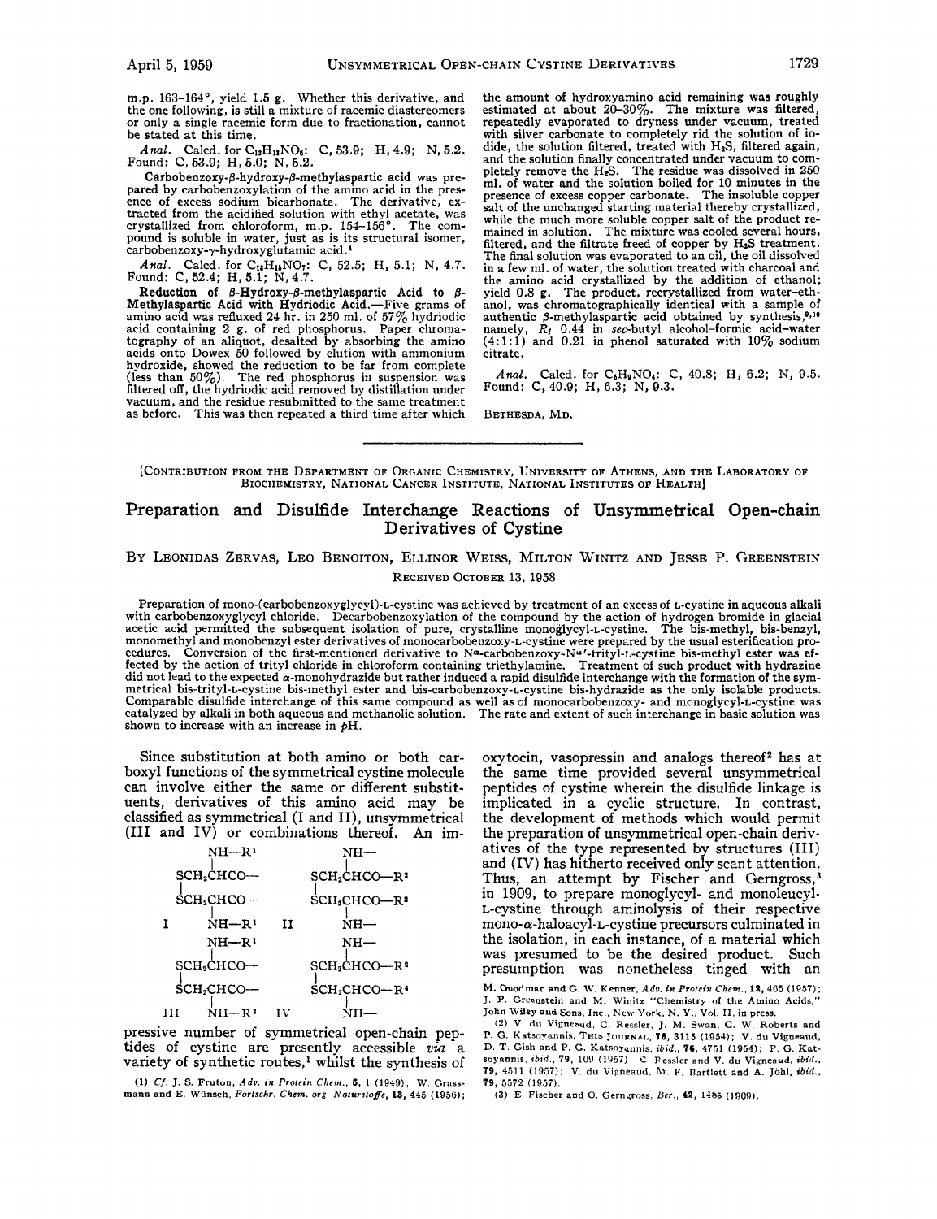m.p. 163–164°, yield 1.5 g. Whether this derivative, and the one following, is still a mixture of racemic diastereomers or only a single racemic form due to fractionation, cannot be stated at this time.

*Anal.* Calcd. for $C_{12}H_{13}NO_6$: C, 53.9; H, 4.9; N, 5.2. Found: C, 53.9; H, 5.0; N, 5.2.

**Carbobenzoxy-β-hydroxy-β-methylaspartic acid** was prepared by carbobenzoxylation of the amino acid in the presence of excess sodium bicarbonate. The derivative, extracted from the acidified solution with ethyl acetate, was crystallized from chloroform, m.p. 154–156°. The compound is soluble in water, just as is its structural isomer, carbobenzoxy-γ-hydroxyglutamic acid.[4]

*Anal.* Calcd. for $C_{13}H_{15}NO_7$: C, 52.5; H, 5.1; N, 4.7. Found: C, 52.4; H, 5.1; N, 4.7.

**Reduction of β-Hydroxy-β-methylaspartic Acid to β-Methylaspartic Acid with Hydriodic Acid.**—Five grams of amino acid was refluxed 24 hr. in 250 ml. of 57% hydriodic acid containing 2 g. of red phosphorus. Paper chromatography of an aliquot, desalted by absorbing the amino acids onto Dowex 50 followed by elution with ammonium hydroxide, showed the reduction to be far from complete (less than 50%). The red phosphorus in suspension was filtered off, the hydriodic acid removed by distillation under vacuum, and the residue resubmitted to the same treatment as before. This was then repeated a third time after which the amount of hydroxyamino acid remaining was roughly estimated at about 20–30%. The mixture was filtered, repeatedly evaporated to dryness under vacuum, treated with silver carbonate to completely rid the solution of iodide, the solution filtered, treated with $H_2S$, filtered again, and the solution finally concentrated under vacuum to completely remove the $H_2S$. The residue was dissolved in 250 ml. of water and the solution boiled for 10 minutes in the presence of excess copper carbonate. The insoluble copper salt of the unchanged starting material thereby crystallized, while the much more soluble copper salt of the product remained in solution. The mixture was cooled several hours, filtered, and the filtrate freed of copper by $H_2S$ treatment. The final solution was evaporated to an oil, the oil dissolved in a few ml. of water, the solution treated with charcoal and the amino acid crystallized by the addition of ethanol; yield 0.8 g. The product, recrystallized from water–ethanol, was chromatographically identical with a sample of authentic β-methylaspartic acid obtained by synthesis,[9,10] namely, $R_f$ 0.44 in *sec*-butyl alcohol–formic acid–water (4:1:1) and 0.21 in phenol saturated with 10% sodium citrate.

*Anal.* Calcd. for $C_5H_9NO_4$: C, 40.8; H, 6.2; N, 9.5. Found: C, 40.9; H, 6.3; N, 9.3.

BETHESDA, MD.

---

[CONTRIBUTION FROM THE DEPARTMENT OF ORGANIC CHEMISTRY, UNIVERSITY OF ATHENS, AND THE LABORATORY OF BIOCHEMISTRY, NATIONAL CANCER INSTITUTE, NATIONAL INSTITUTES OF HEALTH]

# Preparation and Disulfide Interchange Reactions of Unsymmetrical Open-chain Derivatives of Cystine

By Leonidas Zervas, Leo Benoiton, Ellinor Weiss, Milton Winitz and Jesse P. Greenstein

Received October 13, 1958

Preparation of mono-(carbobenzoxyglycyl)-L-cystine was achieved by treatment of an excess of L-cystine in aqueous alkali with carbobenzoxyglycyl chloride. Decarbobenzoxylation of the compound by the action of hydrogen bromide in glacial acetic acid permitted the subsequent isolation of pure, crystalline monoglycyl-L-cystine. The bis-methyl, bis-benzyl, monomethyl and monobenzyl ester derivatives of monocarbobenzoxy-L-cystine were prepared by the usual esterification procedures. Conversion of the first-mentioned derivative to Nα-carbobenzoxy-Nα′-trityl-L-cystine bis-methyl ester was effected by the action of trityl chloride in chloroform containing triethylamine. Treatment of such product with hydrazine did not lead to the expected α-monohydrazide but rather induced a rapid disulfide interchange with the formation of the symmetrical bis-trityl-L-cystine bis-methyl ester and bis-carbobenzoxy-L-cystine bis-hydrazide as the only isolable products. Comparable disulfide interchange of this same compound as well as of monocarbobenzoxy- and monoglycyl-L-cystine was catalyzed by alkali in both aqueous and methanolic solution. The rate and extent of such interchange in basic solution was shown to increase with an increase in *p*H.

Since substitution at both amino or both carboxyl functions of the symmetrical cystine molecule can involve either the same or different substituents, derivatives of this amino acid may be classified as symmetrical (I and II), unsymmetrical (III and IV) or combinations thereof. An impressive number of symmetrical open-chain peptides of cystine are presently accessible *via* a variety of synthetic routes,[1] whilst the synthesis of oxytocin, vasopressin and analogs thereof[2] has at the same time provided several unsymmetrical peptides of cystine wherein the disulfide linkage is implicated in a cyclic structure. In contrast, the development of methods which would permit the preparation of unsymmetrical open-chain derivatives of the type represented by structures (III) and (IV) has hitherto received only scant attention. Thus, an attempt by Fischer and Gerngross,[3] in 1909, to prepare monoglycyl- and monoleucyl-L-cystine through aminolysis of their respective mono-α-haloacyl-L-cystine precursors culminated in the isolation, in each instance, of a material which was presumed to be the desired product. Such presumption was nonetheless tinged with an

```
       NH—R¹                 NH—
       |                     |
   SCH₂CHCO—            SCH₂CHCO—R²
   |                     |
   SCH₂CHCO—            SCH₂CHCO—R²
       |                     |
I      NH—R¹       II        NH—

       NH—R¹                 NH—
       |                     |
   SCH₂CHCO—            SCH₂CHCO—R²
   |                     |
   SCH₂CHCO—            SCH₂CHCO—R⁴
       |                     |
III    NH—R³       IV        NH—
```

(1) *Cf.* J. S. Fruton, *Adv. in Protein Chem.*, **5**, 1 (1949); W. Grassmann and E. Wünsch, *Fortschr. Chem. org. Naturstoffe*, **13**, 445 (1956); M. Goodman and G. W. Kenner, *Adv. in Protein Chem.*, **12**, 465 (1957); J. P. Greenstein and M. Winitz "Chemistry of the Amino Acids," John Wiley and Sons, Inc., New York, N. Y., Vol. II, in press.

(2) V. du Vigneaud, C. Ressler, J. M. Swan, C. W. Roberts and P. G. Katsoyannis, This Journal, **76**, 3115 (1954); V. du Vigneaud, D. T. Gish and P. G. Katsoyannis, *ibid.*, **76**, 4751 (1954); P. G. Katsoyannis, *ibid.*, **79**, 109 (1957); C. Ressler and V. du Vigneaud, *ibid.*, **79**, 4511 (1957); V. du Vigneaud, M. F. Bartlett and A. Jöhl, *ibid.*, **79**, 5572 (1957).

(3) E. Fischer and O. Gerngross, *Ber.*, **42**, 1486 (1909).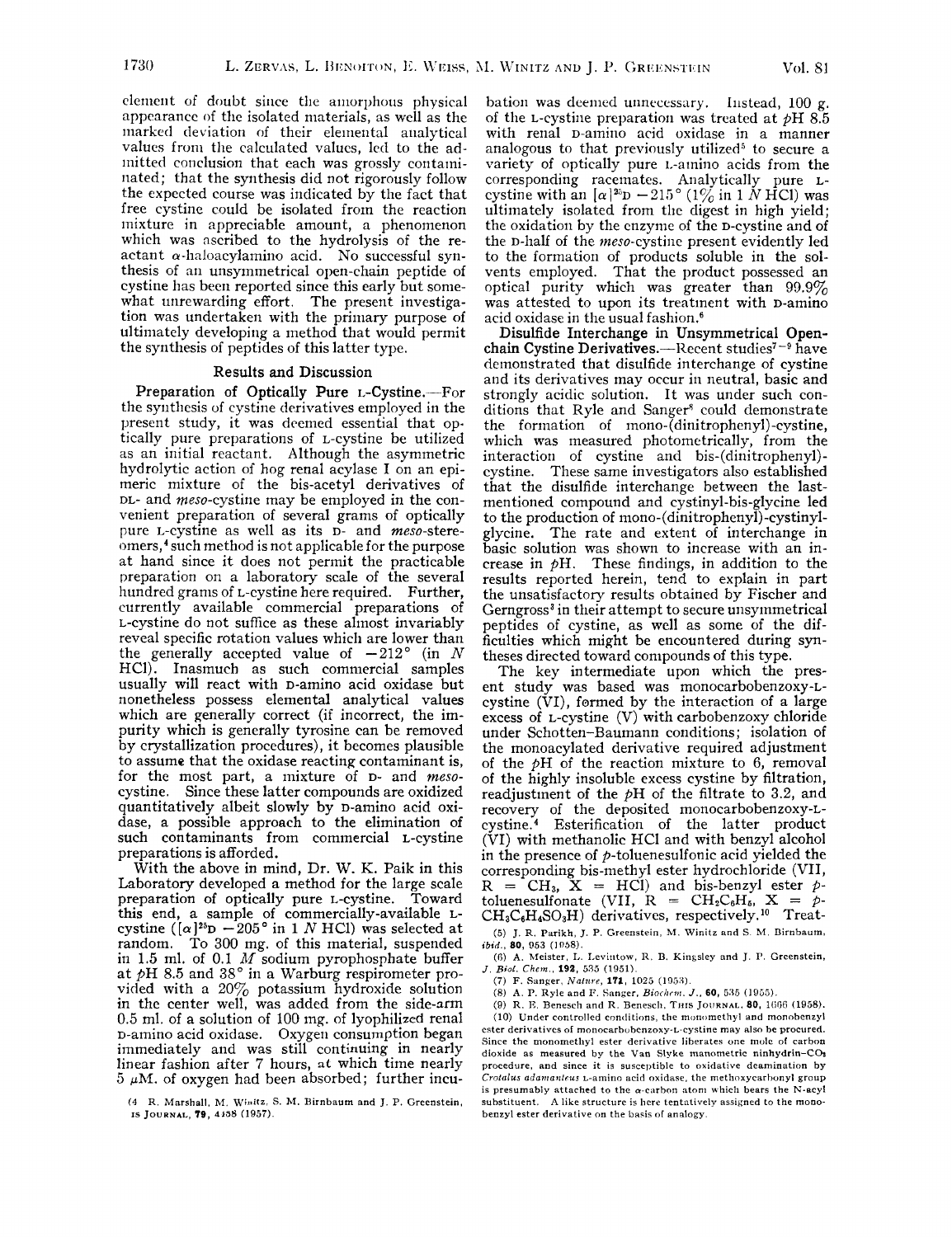element of doubt since the amorphous physical appearance of the isolated materials, as well as the marked deviation of their elemental analytical values from the calculated values, led to the admitted conclusion that each was grossly contaminated; that the synthesis did not rigorously follow the expected course was indicated by the fact that free cystine could be isolated from the reaction mixture in appreciable amount, a phenomenon which was ascribed to the hydrolysis of the reactant α-haloacylamino acid. No successful synthesis of an unsymmetrical open-chain peptide of cystine has been reported since this early but somewhat unrewarding effort. The present investigation was undertaken with the primary purpose of ultimately developing a method that would permit the synthesis of peptides of this latter type.

## Results and Discussion

**Preparation of Optically Pure L-Cystine.**—For the synthesis of cystine derivatives employed in the present study, it was deemed essential that optically pure preparations of L-cystine be utilized as an initial reactant. Although the asymmetric hydrolytic action of hog renal acylase I on an epimeric mixture of the bis-acetyl derivatives of DL- and *meso*-cystine may be employed in the convenient preparation of several grams of optically pure L-cystine as well as its D- and *meso*-stereomers,[4] such method is not applicable for the purpose at hand since it does not permit the practicable preparation on a laboratory scale of the several hundred grams of L-cystine here required. Further, currently available commercial preparations of L-cystine do not suffice as these almost invariably reveal specific rotation values which are lower than the generally accepted value of $-212°$ (in *N* HCl). Inasmuch as such commercial samples usually will react with D-amino acid oxidase but nonetheless possess elemental analytical values which are generally correct (if incorrect, the impurity which is generally tyrosine can be removed by crystallization procedures), it becomes plausible to assume that the oxidase reacting contaminant is, for the most part, a mixture of D- and *meso*-cystine. Since these latter compounds are oxidized quantitatively albeit slowly by D-amino acid oxidase, a possible approach to the elimination of such contaminants from commercial L-cystine preparations is afforded.

With the above in mind, Dr. W. K. Paik in this Laboratory developed a method for the large scale preparation of optically pure L-cystine. Toward this end, a sample of commercially-available L-cystine ($[\alpha]^{25}\text{D}$ $-205°$ in 1 *N* HCl) was selected at random. To 300 mg. of this material, suspended in 1.5 ml. of 0.1 *M* sodium pyrophosphate buffer at *p*H 8.5 and 38° in a Warburg respirometer provided with a 20% potassium hydroxide solution in the center well, was added from the side-arm 0.5 ml. of a solution of 100 mg. of lyophilized renal D-amino acid oxidase. Oxygen consumption began immediately and was still continuing in nearly linear fashion after 7 hours, at which time nearly 5 μM. of oxygen had been absorbed; further incubation was deemed unnecessary. Instead, 100 g. of the L-cystine preparation was treated at *p*H 8.5 with renal D-amino acid oxidase in a manner analogous to that previously utilized[5] to secure a variety of optically pure L-amino acids from the corresponding racemates. Analytically pure L-cystine with an $[\alpha]^{25}\text{D}$ $-215°$ (1% in 1 *N* HCl) was ultimately isolated from the digest in high yield; the oxidation by the enzyme of the D-cystine and of the D-half of the *meso*-cystine present evidently led to the formation of products soluble in the solvents employed. That the product possessed an optical purity which was greater than 99.9% was attested to upon its treatment with D-amino acid oxidase in the usual fashion.[6]

**Disulfide Interchange in Unsymmetrical Open-chain Cystine Derivatives.**—Recent studies[7-9] have demonstrated that disulfide interchange of cystine and its derivatives may occur in neutral, basic and strongly acidic solution. It was under such conditions that Ryle and Sanger[8] could demonstrate the formation of mono-(dinitrophenyl)-cystine, which was measured photometrically, from the interaction of cystine and bis-(dinitrophenyl)-cystine. These same investigators also established that the disulfide interchange between the last-mentioned compound and cystinyl-bis-glycine led to the production of mono-(dinitrophenyl)-cystinylglycine. The rate and extent of interchange in basic solution was shown to increase with an increase in *p*H. These findings, in addition to the results reported herein, tend to explain in part the unsatisfactory results obtained by Fischer and Gerngross[3] in their attempt to secure unsymmetrical peptides of cystine, as well as some of the difficulties which might be encountered during syntheses directed toward compounds of this type.

The key intermediate upon which the present study was based was monocarbobenzoxy-L-cystine (VI), formed by the interaction of a large excess of L-cystine (V) with carbobenzoxy chloride under Schotten–Baumann conditions; isolation of the monoacylated derivative required adjustment of the *p*H of the reaction mixture to 6, removal of the highly insoluble excess cystine by filtration, readjustment of the *p*H of the filtrate to 3.2, and recovery of the deposited monocarbobenzoxy-L-cystine.[4] Esterification of the latter product (VI) with methanolic HCl and with benzyl alcohol in the presence of *p*-toluenesulfonic acid yielded the corresponding bis-methyl ester hydrochloride (VII, R = $CH_3$, X = HCl) and bis-benzyl ester *p*-toluenesulfonate (VII, R = $CH_2C_6H_5$, X = *p*-$CH_3C_6H_4SO_3H$) derivatives, respectively.[10] Treat-

(4) R. Marshall, M. Winitz, S. M. Birnbaum and J. P. Greenstein, *Journal*, **79**, 4538 (1957).

(5) J. R. Parikh, J. P. Greenstein, M. Winitz and S. M. Birnbaum, *ibid.*, **80**, 953 (1958).

(6) A. Meister, L. Levintow, R. B. Kingsley and J. P. Greenstein, *J. Biol. Chem.*, **192**, 535 (1951).

(7) F. Sanger, *Nature*, **171**, 1025 (1953).

(8) A. P. Ryle and F. Sanger, *Biochem. J.*, **60**, 535 (1955).

(9) R. E. Benesch and R. Benesch, This Journal, **80**, 1666 (1958).

(10) Under controlled conditions, the monomethyl and monobenzyl ester derivatives of monocarbobenzoxy-L-cystine may also be procured. Since the monomethyl ester derivative liberates one mole of carbon dioxide as measured by the Van Slyke manometric ninhydrin-$CO_2$ procedure, and since it is susceptible to oxidative deamination by *Crotalus adamanteus* L-amino acid oxidase, the methoxycarbonyl group is presumably attached to the α-carbon atom which bears the N-acyl substituent. A like structure is here tentatively assigned to the monobenzyl ester derivative on the basis of analogy.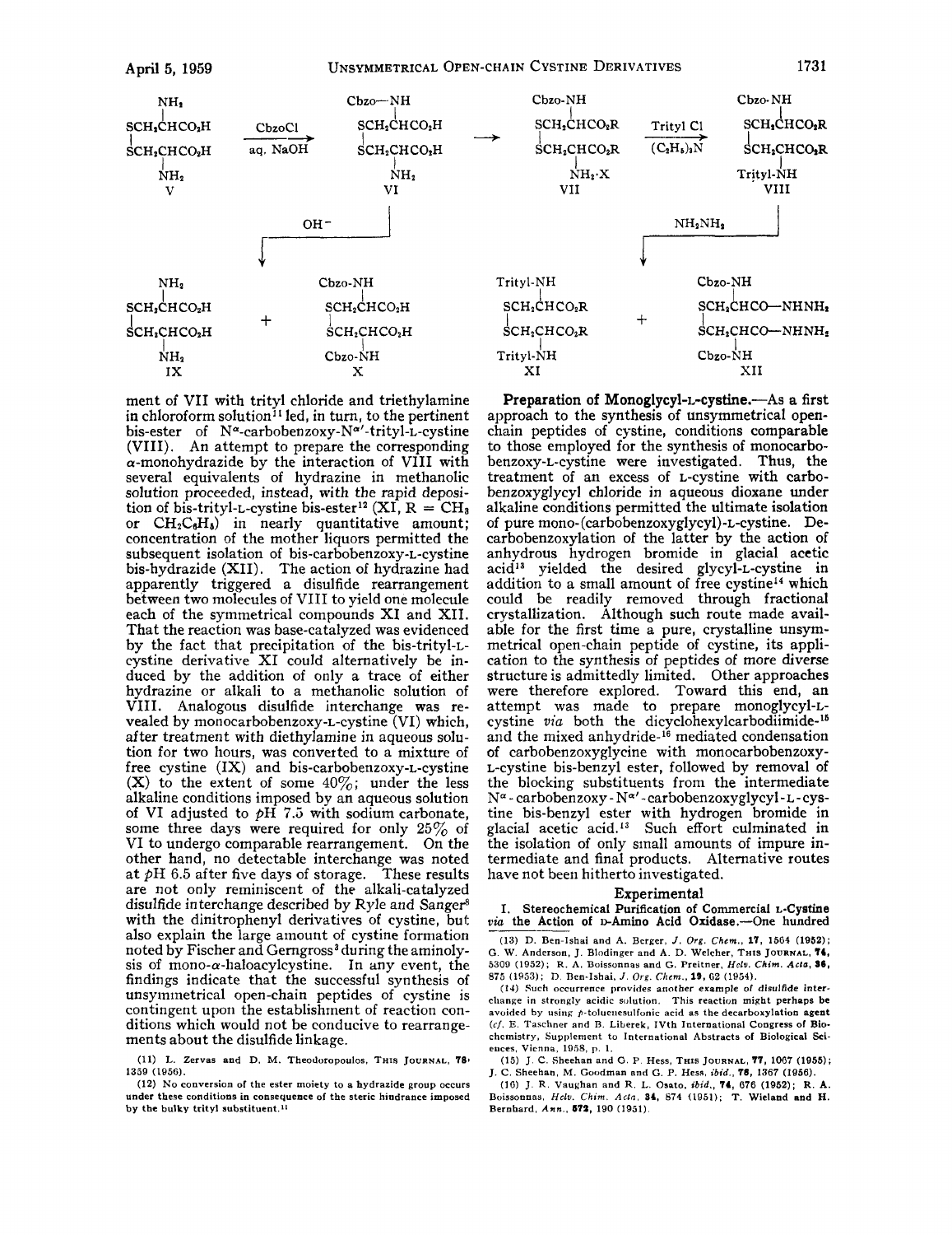ment of VII with trityl chloride and triethylamine in chloroform solution[11] led, in turn, to the pertinent bis-ester of N$^{\alpha}$-carbobenzoxy-N$^{\alpha'}$-trityl-L-cystine (VIII). An attempt to prepare the corresponding $\alpha$-monohydrazide by the interaction of VIII with several equivalents of hydrazine in methanolic solution proceeded, instead, with the rapid deposition of bis-trityl-L-cystine bis-ester[12] (XI, R = $CH_3$ or $CH_2C_6H_5$) in nearly quantitative amount; concentration of the mother liquors permitted the subsequent isolation of bis-carbobenzoxy-L-cystine bis-hydrazide (XII). The action of hydrazine had apparently triggered a disulfide rearrangement between two molecules of VIII to yield one molecule each of the symmetrical compounds XI and XII. That the reaction was base-catalyzed was evidenced by the fact that precipitation of the bis-trityl-L-cystine derivative XI could alternatively be induced by the addition of only a trace of either hydrazine or alkali to a methanolic solution of VIII. Analogous disulfide interchange was revealed by monocarbobenzoxy-L-cystine (VI) which, after treatment with diethylamine in aqueous solution for two hours, was converted to a mixture of free cystine (IX) and bis-carbobenzoxy-L-cystine (X) to the extent of some 40%; under the less alkaline conditions imposed by an aqueous solution of VI adjusted to *p*H 7.5 with sodium carbonate, some three days were required for only 25% of VI to undergo comparable rearrangement. On the other hand, no detectable interchange was noted at *p*H 6.5 after five days of storage. These results are not only reminiscent of the alkali-catalyzed disulfide interchange described by Ryle and Sanger[8] with the dinitrophenyl derivatives of cystine, but also explain the large amount of cystine formation noted by Fischer and Gerngross[3] during the aminolysis of mono-$\alpha$-haloacylcystine. In any event, the findings indicate that the successful synthesis of unsymmetrical open-chain peptides of cystine is contingent upon the establishment of reaction conditions which would not be conducive to rearrangements about the disulfide linkage.

(11) L. Zervas and D. M. Theodoropoulos, This Journal, **78**, 1359 (1956).

(12) No conversion of the ester moiety to a hydrazide group occurs under these conditions in consequence of the steric hindrance imposed by the bulky trityl substituent.[11]

**Preparation of Monoglycyl-L-cystine.**—As a first approach to the synthesis of unsymmetrical open-chain peptides of cystine, conditions comparable to those employed for the synthesis of monocarbobenzoxy-L-cystine were investigated. Thus, the treatment of an excess of L-cystine with carbobenzoxyglycyl chloride in aqueous dioxane under alkaline conditions permitted the ultimate isolation of pure mono-(carbobenzoxyglycyl)-L-cystine. Decarbobenzoxylation of the latter by the action of anhydrous hydrogen bromide in glacial acetic acid[13] yielded the desired glycyl-L-cystine in addition to a small amount of free cystine[14] which could be readily removed through fractional crystallization. Although such route made available for the first time a pure, crystalline unsymmetrical open-chain peptide of cystine, its application to the synthesis of peptides of more diverse structure is admittedly limited. Other approaches were therefore explored. Toward this end, an attempt was made to prepare monoglycyl-L-cystine *via* both the dicyclohexylcarbodiimide-[15] and the mixed anhydride-[16] mediated condensation of carbobenzoxyglycine with monocarbobenzoxy-L-cystine bis-benzyl ester, followed by removal of the blocking substituents from the intermediate N$^{\alpha}$-carbobenzoxy-N$^{\alpha'}$-carbobenzoxyglycyl-L-cystine bis-benzyl ester with hydrogen bromide in glacial acetic acid.[13] Such effort culminated in the isolation of only small amounts of impure intermediate and final products. Alternative routes have not been hitherto investigated.

## Experimental

**I. Stereochemical Purification of Commercial L-Cystine *via* the Action of D-Amino Acid Oxidase.**—One hundred

(13) D. Ben-Ishai and A. Berger, *J. Org. Chem.*, **17**, 1564 (1952); G. W. Anderson, J. Blodinger and A. D. Welcher, This Journal, **74**, 5309 (1952); R. A. Boissonnas and G. Preitner, *Helv. Chim. Acta*, **36**, 875 (1953); D. Ben-Ishai, *J. Org. Chem.*, **19**, 62 (1954).

(14) Such occurrence provides another example of disulfide interchange in strongly acidic solution. This reaction might perhaps be avoided by using *p*-toluenesulfonic acid as the decarboxylation agent (*cf.* E. Taschner and B. Liberek, IVth International Congress of Biochemistry, Supplement to International Abstracts of Biological Sciences, Vienna, 1958, p. 1.

(15) J. C. Sheehan and G. P. Hess, This Journal, **77**, 1067 (1955); J. C. Sheehan, M. Goodman and G. P. Hess, *ibid.*, **78**, 1367 (1956).

(16) J. R. Vaughan and R. L. Osato, *ibid.*, **74**, 676 (1952); R. A. Boissonnas, *Helv. Chim. Acta*, **34**, 874 (1951); T. Wieland and H. Bernhard, *Ann.*, **572**, 190 (1951).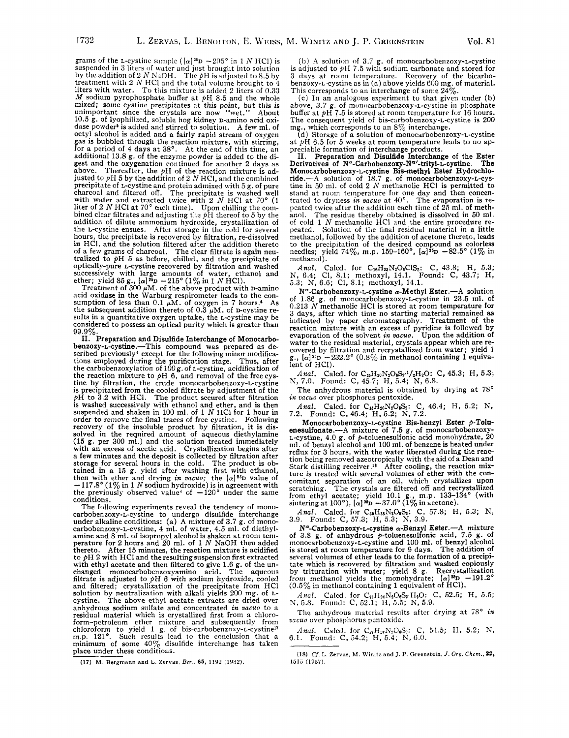grams of the L-cystine sample ($[\alpha]^{25}D$ −205° in 1 $N$ HCl) is suspended in 3 liters of water and just brought into solution by the addition of 2 $N$ NaOH. The $p$H is adjusted to 8.5 by treatment with 2 $N$ HCl and the total volume brought to 4 liters with water. To this mixture is added 2 liters of 0.33 $M$ sodium pyrophosphate buffer at $p$H 8.5 and the whole mixed; some cystine precipitates at this point, but this is unimportant since the crystals are now "wet." About 10.5 g. of lyophilized, soluble hog kidney D-amino acid oxidase powder[6] is added and stirred to solution. A few ml. of octyl alcohol is added and a fairly rapid stream of oxygen gas is bubbled through the reaction mixture, with stirring, for a period of 4 days at 38°. At the end of this time, an additional 13.8 g. of the enzyme powder is added to the digest and the oxygenation continued for another 2 days as above. Thereafter, the $p$H of the reaction mixture is adjusted to $p$H 5 by the addition of 2 $N$ HCl, and the combined precipitate of L-cystine and protein admixed with 5 g. of pure charcoal and filtered off. The precipitate is washed well with water and extracted twice with 2 $N$ HCl at 70° (1 liter of 2 $N$ HCl at 70° each time). Upon chilling the combined clear filtrates and adjusting the $p$H thereof to 5 by the addition of dilute ammonium hydroxide, crystallization of the L-cystine ensues. After storage in the cold for several hours, the precipitate is recovered by filtration, re-dissolved in HCl, and the solution filtered after the addition thereto of a few grams of charcoal. The clear filtrate is again neutralized to $p$H 5 as before, chilled, and the precipitate of optically-pure L-cystine recovered by filtration and washed successively with large amounts of water, ethanol and ether; yield 85 g., $[\alpha]^{25}D$ −215° (1% in 1 $N$ HCl).

Treatment of 300 $\mu$M. of the above product with D-amino acid oxidase in the Warburg respirometer leads to the consumption of less than 0.1 $\mu$M. of oxygen in 7 hours.[6] As the subsequent addition thereto of 0.3 $\mu$M. of D-cystine results in a quantitative oxygen uptake, the L-cystine may be considered to possess an optical purity which is greater than 99.9%.

**II. Preparation and Disulfide Interchange of Monocarbobenzoxy-L-cystine.**—This compound was prepared as described previously[4] except for the following minor modifications employed during the purification stage. Thus, after the carbobenzoxylation of 100 g. of L-cystine, acidification of the reaction mixture to $p$H 6, and removal of the free cystine by filtration, the crude monocarbobenzoxy-L-cystine is precipitated from the cooled filtrate by adjustment of the $p$H to 3.2 with HCl. The product secured after filtration is washed successively with ethanol and ether, and is then suspended and shaken in 100 ml. of 1 $N$ HCl for 1 hour in order to remove the final traces of free cystine. Following recovery of the insoluble product by filtration, it is dissolved in the required amount of aqueous diethylamine (15 g. per 300 ml.) and the solution treated immediately with an excess of acetic acid. Crystallization begins after a few minutes and the deposit is collected by filtration after storage for several hours in the cold. The product is obtained in a 15 g. yield after washing first with ethanol, then with ether and drying *in vacuo*; the $[\alpha]^{23}D$ value of −117.8° (1% in 1 $N$ sodium hydroxide) is in agreement with the previously observed value[4] of −120° under the same conditions.

The following experiments reveal the tendency of monocarbobenzoxy-L-cystine to undergo disulfide interchange under alkaline conditions: (a) A mixture of 3.7 g. of monocarbobenzoxy-L-cystine, 4 ml. of water, 4.5 ml. of diethylamine and 8 ml. of isopropyl alcohol is shaken at room temperature for 2 hours and 20 ml. of 1 $N$ NaOH then added thereto. After 15 minutes, the reaction mixture is acidified to $p$H 2 with HCl and the resulting suspension first extracted with ethyl acetate and then filtered to give 1.6 g. of the unchanged monocarbobenzoxyamino acid. The aqueous filtrate is adjusted to $p$H 6 with sodium hydroxide, cooled and filtered; crystallization of the precipitate from HCl solution by neutralization with alkali yields 200 mg. of L-cystine. The above ethyl acetate extracts are dried over anhydrous sodium sulfate and concentrated *in vacuo* to a residual material which is crystallized first from a chloroform-petroleum ether mixture and subsequently from chloroform to yield 1 g. of bis-carbobenzoxy-L-cystine[17] m.p. 121°. Such results lead to the conclusion that a minimum of some 40% disulfide interchange has taken place under these conditions.

(b) A solution of 3.7 g. of monocarbobenzoxy-L-cystine is adjusted to $p$H 7.5 with sodium carbonate and stored for 3 days at room temperature. Recovery of the bicarbobenzoxy-L-cystine as in (a) above yields 600 mg. of material. This corresponds to an interchange of some 24%.

(c) In an analogous experiment to that given under (b) above, 3.7 g. of monocarbobenzoxy-L-cystine in phosphate buffer at $p$H 7.5 is stored at room temperature for 16 hours. The consequent yield of bis-carbobenzoxy-L-cystine is 200 mg., which corresponds to an 8% interchange.

(d) Storage of a solution of monocarbobenzoxy-L-cystine at $p$H 6.5 for 5 weeks at room temperature leads to no appreciable formation of interchange products.

**II. Preparation and Disulfide Interchange of the Ester Derivatives of N$^{\alpha}$-Carbobenzoxy-N$^{\alpha'}$-trityl-L-cystine. The Monocarbobenzoxy-L-cystine Bis-methyl Ester Hydrochloride.**—A solution of 18.7 g. of monocarbobenzoxy-L-cystine in 50 ml. of cold 2 $N$ methanolic HCl is permitted to stand at room temperature for one day and then concentrated to dryness *in vacuo* at 40°. The evaporation is repeated twice after the addition each time of 25 ml. of methanol. The residue thereby obtained is dissolved in 50 ml. of cold 1 $N$ methanolic HCl and the entire procedure repeated. Solution of the final residual material in a little methanol, followed by the addition of acetone thereto, leads to the precipitation of the desired compound as colorless needles; yield 74%, m.p. 159–160°, $[\alpha]^{25}D$ −82.5° (1% in methanol).

*Anal.* Calcd. for $C_{16}H_{23}N_2O_6ClS_2$: C, 43.8; H, 5.3; N, 6.4; Cl, 8.1; methoxyl, 14.1. Found: C, 43.7; H, 5.3; N, 6.6; Cl, 8.1; methoxyl, 14.1.

**N$^{\alpha}$-Carbobenzoxy-L-cystine $\alpha$-Methyl Ester.**—A solution of 1.86 g. of monocarbobenzoxy-L-cystine in 23.5 ml. of 0.213 $N$ methanolic HCl is stored at room temperature for 3 days, after which time no starting material remained as indicated by paper chromatography. Treatment of the reaction mixture with an excess of pyridine is followed by evaporation of the solvent *in vacuo*. Upon the addition of water to the residual material, crystals appear which are recovered by filtration and recrystallized from water; yield 1 g., $[\alpha]^{25}D$ −232.2° (0.8% in methanol containing 1 equivalent of HCl).

*Anal.* Calcd. for $C_{15}H_{20}N_2O_6S_2 \cdot {}^1/_2H_2O$: C, 45.3; H, 5.3; N, 7.0. Found: C, 45.7; H, 5.4; N, 6.8.

The anhydrous material is obtained by drying at 78° *in vacuo* over phosphorus pentoxide.

*Anal.* Calcd. for $C_{15}H_{20}N_2O_6S_2$: C, 46.4; H, 5.2; N, 7.2. Found: C, 46.4; H, 5.2; N, 7.2.

**Monocarbobenzoxy-L-cystine Bis-benzyl Ester $p$-Toluenesulfonate.**—A mixture of 7.5 g. of monocarbobenzoxy-L-cystine, 4.0 g. of $p$-toluenesulfonic acid monohydrate, 20 ml. of benzyl alcohol and 100 ml. of benzene is heated under reflux for 3 hours, with the water liberated during the reaction being removed azeotropically with the aid of a Dean and Stark distilling receiver.[18] After cooling, the reaction mixture is treated with several volumes of ether with the concomitant separation of an oil, which crystallizes upon scratching. The crystals are filtered off and recrystallized from ethyl acetate; yield 10.1 g., m.p. 133–134° (with sintering at 100°), $[\alpha]^{25}D$ −37.0° (1% in acetone).

*Anal.* Calcd. for $C_{35}H_{38}N_2O_9S_3$: C, 57.8; H, 5.3; N, 3.9. Found: C, 57.3; H, 5.3; N, 3.9.

**N$^{\alpha}$-Carbobenzoxy-L-cystine $\alpha$-Benzyl Ester.**—A mixture of 3.8 g. of anhydrous $p$-toluenesulfonic acid, 7.5 g. of monocarbobenzoxy-L-cystine and 100 ml. of benzyl alcohol is stored at room temperature for 9 days. The addition of several volumes of ether leads to the formation of a precipitate which is recovered by filtration and washed copiously by trituration with water; yield 8 g. Recrystallization from methanol yields the monohydrate; $[\alpha]^{25}D$ −191.2° (0.5% in methanol containing 1 equivalent of HCl).

*Anal.* Calcd. for $C_{21}H_{24}N_2O_6S_2 \cdot H_2O$: C, 52.5; H, 5.5; N, 5.8. Found: C, 52.1; H, 5.5; N, 5.9.

The anhydrous material results after drying at 78° *in vacuo* over phosphorus pentoxide.

*Anal.* Calcd. for $C_{21}H_{24}N_2O_6S_2$: C, 54.5; H, 5.2; N, 6.1. Found: C, 54.2; H, 5.4; N, 6.0.

(17) M. Bergmann and L. Zervas, *Ber.*, **65**, 1192 (1932).

(18) *Cf.* L. Zervas, M. Winitz and J. P. Greenstein, *J. Org. Chem.*, **22**, 1515 (1957).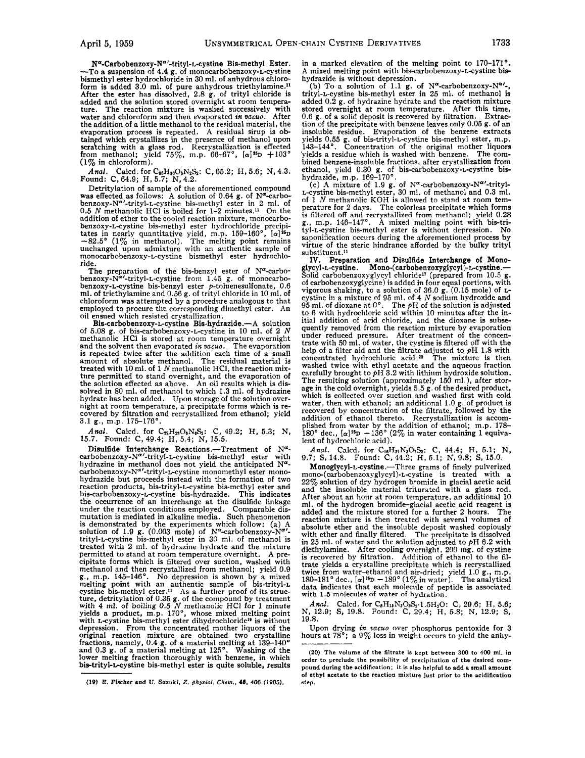**N$^{\alpha}$-Carbobenzoxy-N$^{\alpha'}$-trityl-L-cystine Bis-methyl Ester.**—To a suspension of 4.4 g. of monocarbobenzoxy-L-cystine bismethyl ester hydrochloride in 30 ml. of anhydrous chloroform is added 3.0 ml. of pure anhydrous triethylamine.[11] After the ester has dissolved, 2.8 g. of trityl chloride is added and the solution stored overnight at room temperature. The reaction mixture is washed successively with water and chloroform and then evaporated *in vacuo*. After the addition of a little methanol to the residual material, the evaporation process is repeated. A residual sirup is obtained which crystallizes in the presence of methanol upon scratching with a glass rod. Recrystallization is effected from methanol; yield 75%, m.p. 66–67°, $[\alpha]^{25}D$ +103° (1% in chloroform).

*Anal.* Calcd. for $C_{35}H_{36}O_6N_2S_2$: C, 65.2; H, 5.6; N, 4.3. Found: C, 64.9; H, 5.7; N, 4.2.

Detritylation of sample of the aforementioned compound was effected as follows: A solution of 0.64 g. of N$^{\alpha}$-carbobenzoxy-N$^{\alpha'}$-trityl-L-cystine bis-methyl ester in 2 ml. of 0.5 *N* methanolic HCl is boiled for 1–2 minutes.[11] On the addition of ether to the cooled reaction mixture, monocarbobenzoxy-L-cystine bis-methyl ester hydrochloride precipitates in nearly quantitative yield, m.p. 159–160°, $[\alpha]^{25}D$ −82.5° (1% in methanol). The melting point remains unchanged upon admixture with an authentic sample of monocarbobenzoxy-L-cystine bismethyl ester hydrochloride.

The preparation of the bis-benzyl ester of N$^{\alpha}$-carbobenzoxy-N$^{\alpha'}$-trityl-L-cystine from 1.45 g. of monocarbobenzoxy-L-cystine bis-benzyl ester *p*-toluenesulfonate, 0.6 ml. of triethylamine and 0.56 g. of trityl chloride in 10 ml. of chloroform was attempted by a procedure analogous to that employed to procure the corresponding dimethyl ester. An oil ensued which resisted crystallization.

**Bis-carbobenzoxy-L-cystine Bis-hydrazide.**—A solution of 5.08 g. of bis-carbobenzoxy-L-cystine in 10 ml. of 2 *N* methanolic HCl is stored at room temperature overnight and the solvent then evaporated *in vacuo*. The evaporation is repeated twice after the addition each time of a small amount of absolute methanol. The residual material is treated with 10 ml. of 1 *N* methanolic HCl, the reaction mixture permitted to stand overnight, and the evaporation of the solution effected as above. An oil results which is dissolved in 80 ml. of methanol to which 1.3 ml. of hydrazine hydrate has been added. Upon storage of the solution overnight at room temperature, a precipitate forms which is recovered by filtration and recrystallized from ethanol; yield 3.1 g., m.p. 175–176°.

*Anal.* Calcd. for $C_{22}H_{28}O_6N_6S_2$: C, 49.2; H, 5.3; N, 15.7. Found: C, 49.4; H, 5.4; N, 15.5.

**Disulfide Interchange Reactions.**—Treatment of N$^{\alpha}$-carbobenzoxy-N$^{\alpha'}$-trityl-L-cystine bis-methyl ester with hydrazine in methanol does not yield the anticipated N$^{\alpha}$-carbobenzoxy-N$^{\alpha'}$-trityl-L-cystine monomethyl ester monohydrazide but proceeds instead with the formation of two reaction products, bis-trityl-L-cystine bis-methyl ester and bis-carbobenzoxy-L-cystine bis-hydrazide. This indicates the occurrence of an interchange at the disulfide linkage under the reaction conditions employed. Comparable dismutation is mediated in alkaline media. Such phenomenon is demonstrated by the experiments which follow: (a) A solution of 1.9 g. (0.003 mole) of N$^{\alpha}$-carbobenzoxy-N$^{\alpha'}$-trityl-L-cystine bis-methyl ester in 30 ml. of methanol is treated with 2 ml. of hydrazine hydrate and the mixture permitted to stand at room temperature overnight. A precipitate forms which is filtered over suction, washed with methanol and then recrystallized from methanol; yield 0.9 g., m.p. 145–146°. No depression is shown by a mixed melting point with an authentic sample of bis-trityl-L cystine bis-methyl ester.[11] As a further proof of its structure, detritylation of 0.35 g. of the compound by treatment with 4 ml. of boiling 0.5 *N* methanolic HCl for 1 minute yields a product, m.p. 170°, whose mixed melting point with L-cystine bis-methyl ester dihydrochloride[19] is without depression. From the concentrated mother liquors of the original reaction mixture are obtained two crystalline fractions, namely, 0.4 g. of a material melting at 139–140° and 0.3 g. of a material melting at 125°. Washing of the lower melting fraction thoroughly with benzene, in which bis-trityl-L-cystine bis-methyl ester is quite soluble, results in a marked elevation of the melting point to 170–171°. A mixed melting point with bis-carbobenzoxy-L-cystine bis-hydrazide is without depression.

(b) To a solution of 1.1 g. of N$^{\alpha}$-carbobenzoxy-N$^{\alpha'}$-, trityl-L-cystine bis-methyl ester in 25 ml. of methanol is added 0.2 g. of hydrazine hydrate and the reaction mixture stored overnight at room temperature. After this time, 0.6 g. of a solid deposit is recovered by filtration. Extraction of the precipitate with benzene leaves only 0.05 g. of an insoluble residue. Evaporation of the benzene extracts yields 0.55 g. of bis-trityl-L-cystine bis-methyl ester, m.p. 143–144°. Concentration of the original mother liquors yields a residue which is washed with benzene. The combined benzene-insoluble fractions, after crystallization from ethanol, yield 0.30 g. of bis-carbobenzoxy-L-cystine bis-hydrazide, m.p. 169–170°.

(c) A mixture of 1.9 g. of N$^{\alpha}$-carbobenzoxy-N$^{\alpha'}$-trityl-L-cystine bis-methyl ester, 30 ml. of methanol and 0.3 ml. of 1 *N* methanolic KOH is allowed to stand at room temperature for 2 days. The colorless precipitate which forms is filtered off and recrystallized from methanol; yield 0.28 g., m.p. 146–147°. A mixed melting point with bis-trityl-L-cystine bis-methyl ester is without depression. No saponification occurs during the aforementioned process by virtue of the steric hindrance afforded by the bulky trityl substituent.[11]

**IV. Preparation and Disulfide Interchange of Monoglycyl-L-cystine. Mono-(carbobenzoxyglycyl)-L-cystine.**—Solid carbobenzoxyglycyl chloride[17] (prepared from 10.5 g. of carbobenzoxyglycine) is added in four equal portions, with vigorous shaking, to a solution of 36.0 g. (0.15 mole) of L-cystine in a mixture of 95 ml. of 4 *N* sodium hydroxide and 95 ml. of dioxane at 0°. The *p*H of the solution is adjusted to 6 with hydrochloric acid within 10 minutes after the initial addition of acid chloride, and the dioxane is subsequently removed from the reaction mixture by evaporation under reduced pressure. After treatment of the concentrate with 50 ml. of water, the cystine is filtered off with the help of a filter aid and the filtrate adjusted to *p*H 1.8 with concentrated hydrochloric acid.[20] The mixture is then washed twice with ethyl acetate and the aqueous fraction carefully brought to *p*H 3.2 with lithium hydroxide solution. The resulting solution (approximately 150 ml.), after storage in the cold overnight, yields 5.5 g. of the desired product, which is collected over suction and washed first with cold water, then with ethanol; an additional 1.0 g. of product is recovered by concentration of the filtrate, followed by the addition of ethanol thereto. Recrystallization is accomplished from water by the addition of ethanol; m.p. 178–180° dec., $[\alpha]^{25}D$ −136° (2% in water containing 1 equivalent of hydrochloric acid).

*Anal.* Calcd. for $C_{16}H_{21}N_3O_7S_2$: C, 44.4; H, 5.1; N, 9.7; S, 14.8. Found: C, 44.2; H, 5.1; N, 9.8; S, 15.0.

**Monoglycyl-L-cystine.**—Three grams of finely pulverized mono-(carbobenzoxyglycyl)-L-cystine is treated with a 22% solution of dry hydrogen bromide in glacial acetic acid and the insoluble material triturated with a glass rod. After about an hour at room temperature, an additional 10 ml. of the hydrogen bromide–glacial acetic acid reagent is added and the mixture stored for a further 2 hours. The reaction mixture is then treated with several volumes of absolute ether and the insoluble deposit washed copiously with ether and finally filtered. The precipitate is dissolved in 25 ml. of water and the solution adjusted to *p*H 6.2 with diethylamine. After cooling overnight, 200 mg. of cystine is recovered by filtration. Addition of ethanol to the filtrate yields a crystalline precipitate which is recrystallized twice from water–ethanol and air-dried; yield 1.0 g., m.p. 180–181° dec., $[\alpha]^{25}D$ −189° (1% in water). The analytical data indicates that each molecule of peptide is associated with 1.5 molecules of water of hydration.

*Anal.* Calcd. for $C_8H_{15}N_3O_5S_2 \cdot 1.5H_2O$: C, 29.6; H, 5.6; N, 12.9; S, 19.8. Found: C, 29.4; H, 5.8; N, 12.9; S, 19.8.

Upon drying *in vacuo* over phosphorus pentoxide for 3 hours at 78°; a 9% loss in weight occurs to yield the anhy-

(19) E. Fischer and U. Suzuki, *Z. physiol. Chem.*, **45**, 406 (1905).

(20) The volume of the filtrate is kept between 300 to 400 ml. in order to preclude the possibility of precipitation of the desired compound during the acidification; it is also helpful to add a small amount of ethyl acetate to the reaction mixture just prior to the acidification step.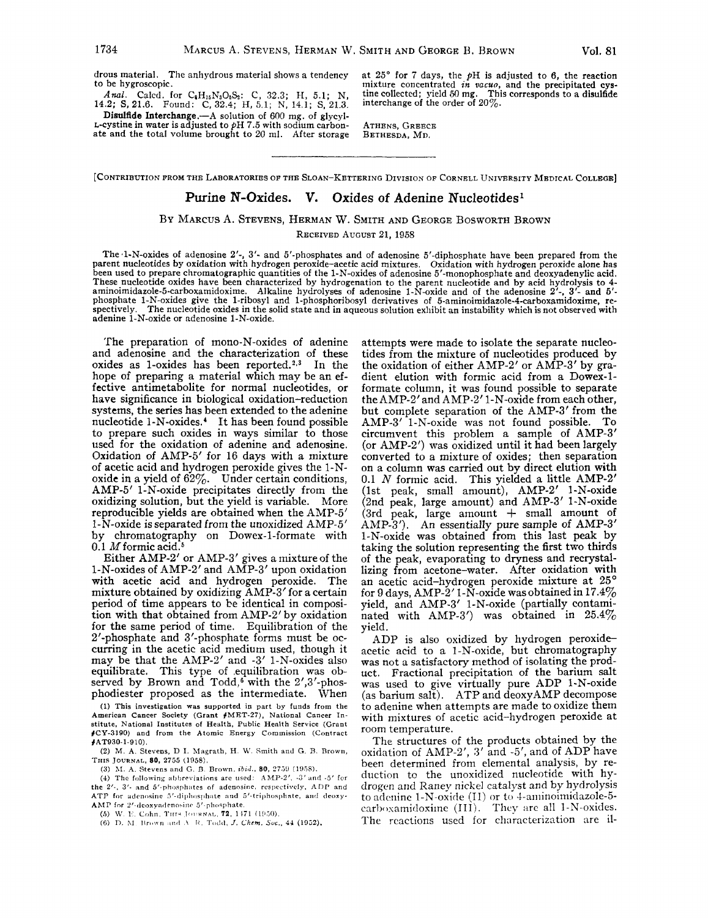drous material. The anhydrous material shows a tendency to be hygroscopic.

*Anal.* Calcd. for $C_6H_{15}N_3O_5S_2$: C, 32.3; H, 5.1; N, 14.2; S, 21.6. Found: C, 32.4; H, 5.1; N, 14.1; S, 21.3.

**Disulfide Interchange.**—A solution of 600 mg. of glycyl-L-cystine in water is adjusted to *p*H 7.5 with sodium carbonate and the total volume brought to 20 ml. After storage at 25° for 7 days, the *p*H is adjusted to 6, the reaction mixture concentrated *in vacuo*, and the precipitated cystine collected; yield 50 mg. This corresponds to a disulfide interchange of the order of 20%.

ATHENS, GREECE
BETHESDA, MD.

---

[CONTRIBUTION FROM THE LABORATORIES OF THE SLOAN-KETTERING DIVISION OF CORNELL UNIVERSITY MEDICAL COLLEGE]

# Purine N-Oxides. V. Oxides of Adenine Nucleotides[1]

By Marcus A. Stevens, Herman W. Smith and George Bosworth Brown

Received August 21, 1958

The 1-N-oxides of adenosine 2'-, 3'- and 5'-phosphates and of adenosine 5'-diphosphate have been prepared from the parent nucleotides by oxidation with hydrogen peroxide–acetic acid mixtures. Oxidation with hydrogen peroxide alone has been used to prepare chromatographic quantities of the 1-N-oxides of adenosine 5'-monophosphate and deoxyadenylic acid. These nucleotide oxides have been characterized by hydrogenation to the parent nucleotide and by acid hydrolysis to 4-aminoimidazole-5-carboxamidoxime. Alkaline hydrolyses of adenosine 1-N-oxide and of the adenosine 2'-, 3'- and 5'-phosphate 1-N-oxides give the 1-ribosyl and 1-phosphoribosyl derivatives of 5-aminoimidazole-4-carboxamidoxime, respectively. The nucleotide oxides in the solid state and in aqueous solution exhibit an instability which is not observed with adenine 1-N-oxide or adenosine 1-N-oxide.

The preparation of mono-N-oxides of adenine and adenosine and the characterization of these oxides as 1-oxides has been reported.[2,3] In the hope of preparing a material which may be an effective antimetabolite for normal nucleotides, or have significance in biological oxidation–reduction systems, the series has been extended to the adenine nucleotide 1-N-oxides.[4] It has been found possible to prepare such oxides in ways similar to those used for the oxidation of adenine and adenosine. Oxidation of AMP-5' for 16 days with a mixture of acetic acid and hydrogen peroxide gives the 1-N-oxide in a yield of 62%. Under certain conditions, AMP-5' 1-N-oxide precipitates directly from the oxidizing solution, but the yield is variable. More reproducible yields are obtained when the AMP-5' 1-N-oxide is separated from the unoxidized AMP-5' by chromatography on Dowex-1-formate with 0.1 *M* formic acid.[5]

Either AMP-2' or AMP-3' gives a mixture of the 1-N-oxides of AMP-2' and AMP-3' upon oxidation with acetic acid and hydrogen peroxide. The mixture obtained by oxidizing AMP-3' for a certain period of time appears to be identical in composition with that obtained from AMP-2' by oxidation for the same period of time. Equilibration of the 2'-phosphate and 3'-phosphate forms must be occurring in the acetic acid medium used, though it may be that the AMP-2' and -3' 1-N-oxides also equilibrate. This type of equilibration was observed by Brown and Todd,[6] with the 2',3'-phosphodiester proposed as the intermediate. When attempts were made to isolate the separate nucleotides from the mixture of nucleotides produced by the oxidation of either AMP-2' or AMP-3' by gradient elution with formic acid from a Dowex-1-formate column, it was found possible to separate the AMP-2' and AMP-2' 1-N-oxide from each other, but complete separation of the AMP-3' from the AMP-3' 1-N-oxide was not found possible. To circumvent this problem a sample of AMP-3' (or AMP-2') was oxidized until it had been largely converted to a mixture of oxides; then separation on a column was carried out by direct elution with 0.1 *N* formic acid. This yielded a little AMP-2' (1st peak, small amount), AMP-2' 1-N-oxide (2nd peak, large amount) and AMP-3' 1-N-oxide (3rd peak, large amount + small amount of AMP-3'). An essentially pure sample of AMP-3' 1-N-oxide was obtained from this last peak by taking the solution representing the first two thirds of the peak, evaporating to dryness and recrystallizing from acetone–water. After oxidation with an acetic acid–hydrogen peroxide mixture at 25° for 9 days, AMP-2' 1-N-oxide was obtained in 17.4% yield, and AMP-3' 1-N-oxide (partially contaminated with AMP-3') was obtained in 25.4% yield.

ADP is also oxidized by hydrogen peroxide–acetic acid to a 1-N-oxide, but chromatography was not a satisfactory method of isolating the product. Fractional precipitation of the barium salt was used to give virtually pure ADP 1-N-oxide (as barium salt). ATP and deoxyAMP decompose to adenine when attempts are made to oxidize them with mixtures of acetic acid–hydrogen peroxide at room temperature.

The structures of the products obtained by the oxidation of AMP-2', 3' and -5', and of ADP have been determined from elemental analysis, by reduction to the unoxidized nucleotide with hydrogen and Raney nickel catalyst and by hydrolysis to adenine 1-N-oxide (II) or to 4-aminoimidazole-5-carboxamidoxime (III). They are all 1-N-oxides. The reactions used for characterization are il-

(1) This investigation was supported in part by funds from the American Cancer Society (Grant #MET-27), National Cancer Institute, National Institutes of Health, Public Health Service (Grant #CY-3190) and from the Atomic Energy Commission (Contract #AT930-1-910).

(2) M. A. Stevens, D. I. Magrath, H. W. Smith and G. B. Brown, This Journal, **80**, 2755 (1958).

(3) M. A. Stevens and G. B. Brown, *ibid.*, **80**, 2759 (1958).

(4) The following abbreviations are used: AMP-2', -3' and -5' for the 2'-, 3'- and 5'-phosphates of adenosine, respectively, ADP and ATP for adenosine 5'-diphosphate and 5'-triphosphate, and deoxyAMP for 2'-deoxyadenosine 5'-phosphate.

(5) W. E. Cohn, This Journal, **72**, 1471 (1950).

(6) D. M. Brown and A. R. Todd, *J. Chem. Soc.*, 44 (1952).